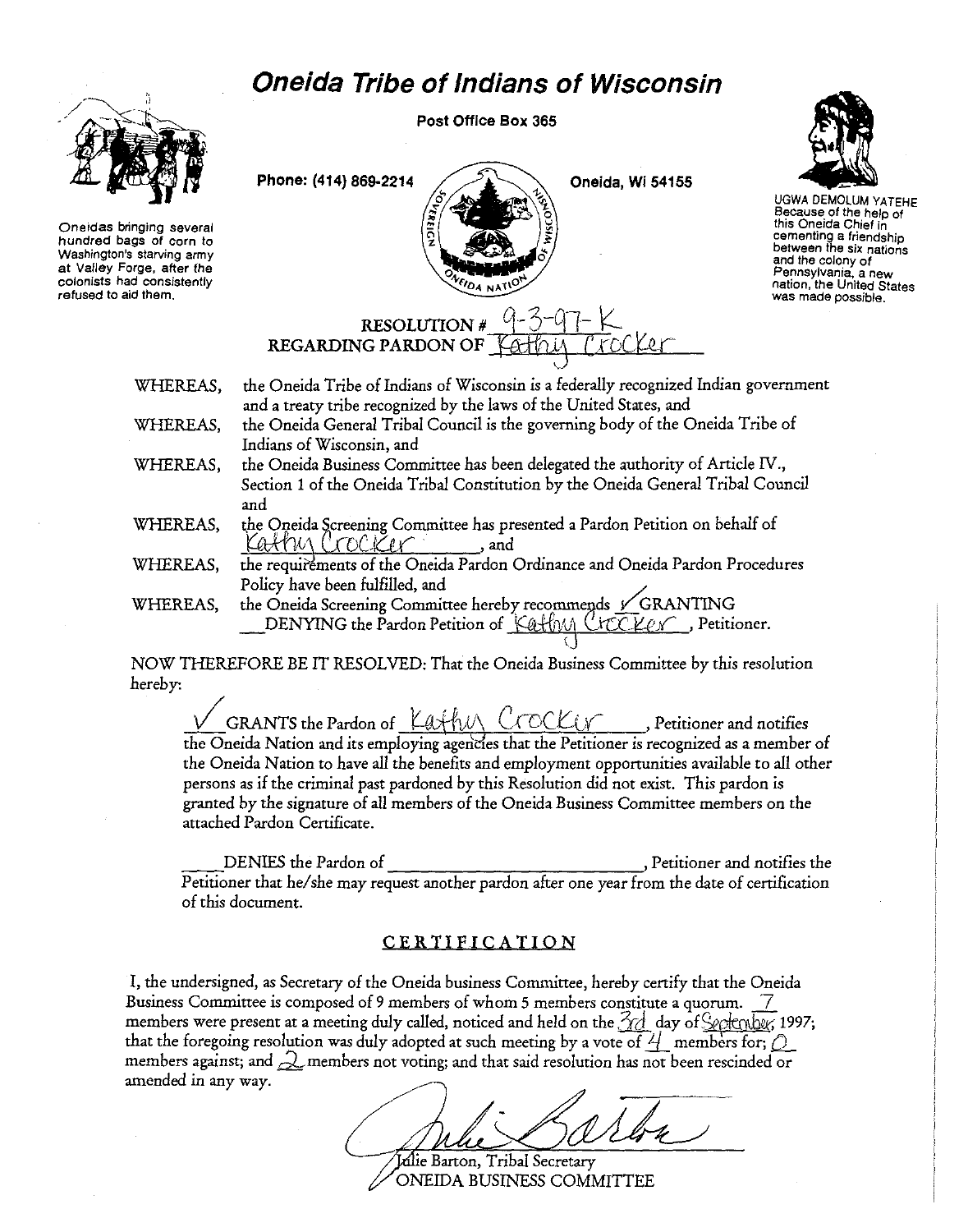# Oneida Tribe of Indians of Wisconsin

Post Office Box 365

Phone: (414) 869-2214 | Oneida, Wi 54155

Oneidas bringing several hundred bags of corn to Washington's starving army at Valley Forge, after the colonists had consistently refused to aid them.

UGWA DEMOLUM YATEHE Because of the help of this Oneida Chief in cementing a friendship between the six nations and the colony of Pennsylvania, a new nation, the United States was made possible.

SOVEREIGN NATION OF WISCONSIN ONEIDA NATION

## RESOLUTION # 9-3-97-K
## REGARDING PARDON OF Kathy Crocker

WHEREAS, the Oneida Tribe of Indians of Wisconsin is a federally recognized Indian government and a treaty tribe recognized by the laws of the United States, and

WHEREAS, the Oneida General Tribal Council is the governing body of the Oneida Tribe of Indians of Wisconsin, and

WHEREAS, the Oneida Business Committee has been delegated the authority of Article IV., Section 1 of the Oneida Tribal Constitution by the Oneida General Tribal Council and

WHEREAS, the Oneida Screening Committee has presented a Pardon Petition on behalf of Kathy Crocker, and

WHEREAS, the requirements of the Oneida Pardon Ordinance and Oneida Pardon Procedures Policy have been fulfilled, and

WHEREAS, the Oneida Screening Committee hereby recommends ✓ GRANTING \_\_\_ DENYING the Pardon Petition of Kathy Crocker, Petitioner.

NOW THEREFORE BE IT RESOLVED: That the Oneida Business Committee by this resolution hereby:

✓ GRANTS the Pardon of Kathy Crocker, Petitioner and notifies the Oneida Nation and its employing agencies that the Petitioner is recognized as a member of the Oneida Nation to have all the benefits and employment opportunities available to all other persons as if the criminal past pardoned by this Resolution did not exist. This pardon is granted by the signature of all members of the Oneida Business Committee members on the attached Pardon Certificate.

\_\_\_ DENIES the Pardon of \_\_\_\_\_\_\_\_\_\_\_\_\_\_\_\_\_\_\_\_, Petitioner and notifies the Petitioner that he/she may request another pardon after one year from the date of certification of this document.

## CERTIFICATION

I, the undersigned, as Secretary of the Oneida business Committee, hereby certify that the Oneida Business Committee is composed of 9 members of whom 5 members constitute a quorum. 7 members were present at a meeting duly called, noticed and held on the 3rd day of September, 1997; that the foregoing resolution was duly adopted at such meeting by a vote of 4 members for; 0 members against; and 2 members not voting; and that said resolution has not been rescinded or amended in any way.

Julie Barton (signature)

Julie Barton, Tribal Secretary
ONEIDA BUSINESS COMMITTEE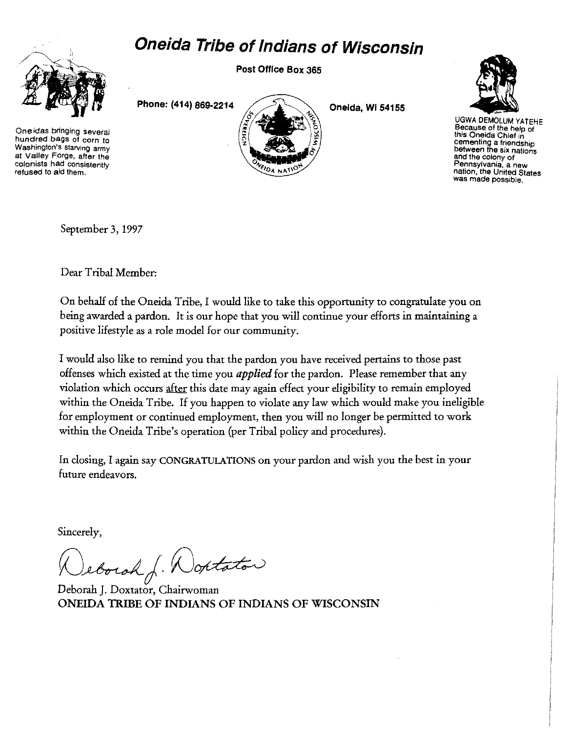# Oneida Tribe of Indians of Wisconsin

Post Office Box 365

Phone: (414) 869-2214

Oneida, WI 54155

Oneidas bringing several hundred bags of corn to Washington's starving army at Valley Forge, after the colonists had consistently refused to aid them.

UGWA DEMOLUM YATEHE
Because of the help of this Oneida Chief in cementing a friendship between the six nations and the colony of Pennsylvania, a new nation, the United States was made possible.

September 3, 1997

Dear Tribal Member:

On behalf of the Oneida Tribe, I would like to take this opportunity to congratulate you on being awarded a pardon. It is our hope that you will continue your efforts in maintaining a positive lifestyle as a role model for our community.

I would also like to remind you that the pardon you have received pertains to those past offenses which existed at the time you ***applied*** for the pardon. Please remember that any violation which occurs <u>after</u> this date may again effect your eligibility to remain employed within the Oneida Tribe. If you happen to violate any law which would make you ineligible for employment or continued employment, then you will no longer be permitted to work within the Oneida Tribe's operation (per Tribal policy and procedures).

In closing, I again say CONGRATULATIONS on your pardon and wish you the best in your future endeavors.

Sincerely,

Deborah J. Doxtator

Deborah J. Doxtator, Chairwoman
ONEIDA TRIBE OF INDIANS OF INDIANS OF WISCONSIN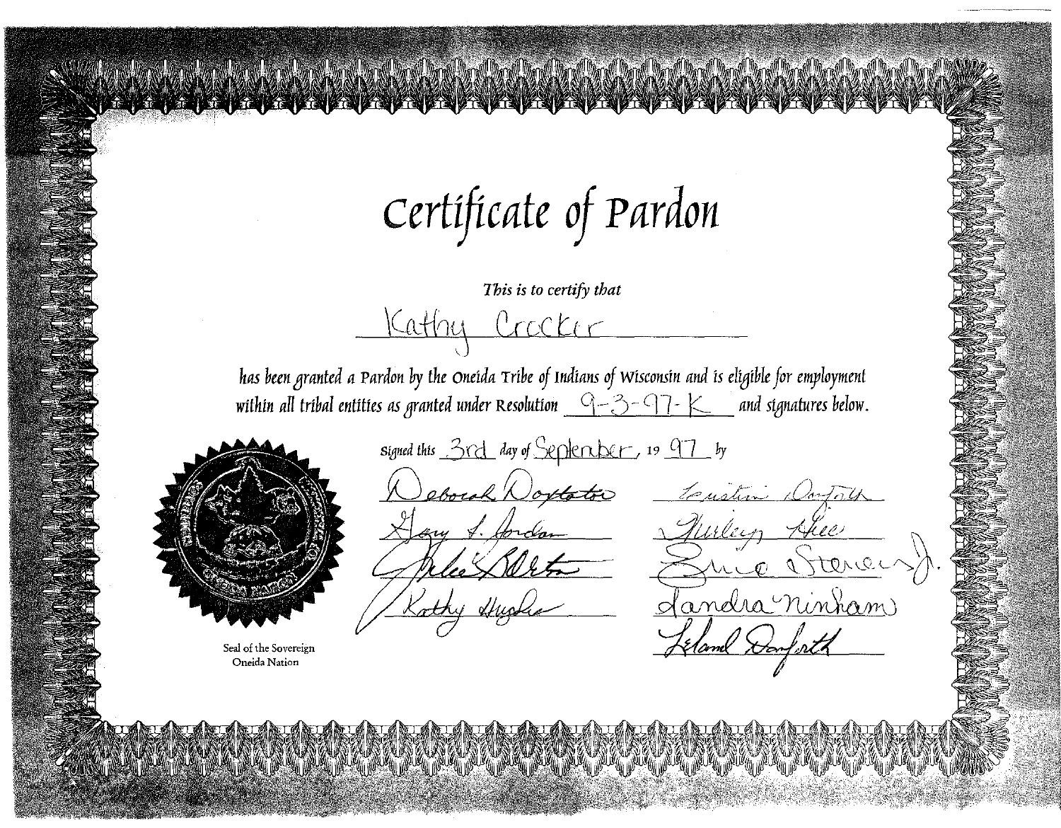# Certificate of Pardon

*This is to certify that*

Kathy Crocker

*has been granted a Pardon by the Oneida Tribe of Indians of Wisconsin and is eligible for employment within all tribal entities as granted under Resolution* 9-3-97-K *and signatures below.*

*Signed this* 3rd *day of* September, 19 97 *by*

Deborah Doxtator — Kristin Danforth

Gary L. Jordan — Shirley Hill

Julie Barton — Ernie Stevens Jr.

Kathy Hughes — Sandra Ninham

Leland Danforth

Seal of the Sovereign Oneida Nation